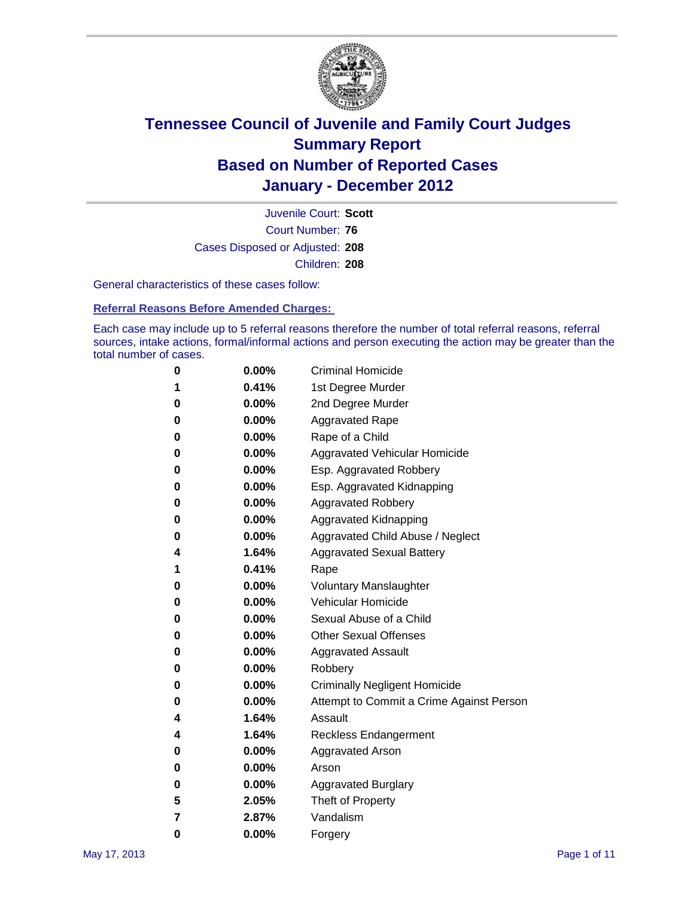# Tennessee Council of Juvenile and Family Court Judges
## Summary Report
## Based on Number of Reported Cases
## January - December 2012

Juvenile Court: **Scott**
Court Number: **76**
Cases Disposed or Adjusted: **208**
Children: **208**

General characteristics of these cases follow:

**Referral Reasons Before Amended Charges:**

Each case may include up to 5 referral reasons therefore the number of total referral reasons, referral sources, intake actions, formal/informal actions and person executing the action may be greater than the total number of cases.

| Count | Percent | Referral Reason |
|---|---|---|
| 0 | 0.00% | Criminal Homicide |
| 1 | 0.41% | 1st Degree Murder |
| 0 | 0.00% | 2nd Degree Murder |
| 0 | 0.00% | Aggravated Rape |
| 0 | 0.00% | Rape of a Child |
| 0 | 0.00% | Aggravated Vehicular Homicide |
| 0 | 0.00% | Esp. Aggravated Robbery |
| 0 | 0.00% | Esp. Aggravated Kidnapping |
| 0 | 0.00% | Aggravated Robbery |
| 0 | 0.00% | Aggravated Kidnapping |
| 0 | 0.00% | Aggravated Child Abuse / Neglect |
| 4 | 1.64% | Aggravated Sexual Battery |
| 1 | 0.41% | Rape |
| 0 | 0.00% | Voluntary Manslaughter |
| 0 | 0.00% | Vehicular Homicide |
| 0 | 0.00% | Sexual Abuse of a Child |
| 0 | 0.00% | Other Sexual Offenses |
| 0 | 0.00% | Aggravated Assault |
| 0 | 0.00% | Robbery |
| 0 | 0.00% | Criminally Negligent Homicide |
| 0 | 0.00% | Attempt to Commit a Crime Against Person |
| 4 | 1.64% | Assault |
| 4 | 1.64% | Reckless Endangerment |
| 0 | 0.00% | Aggravated Arson |
| 0 | 0.00% | Arson |
| 0 | 0.00% | Aggravated Burglary |
| 5 | 2.05% | Theft of Property |
| 7 | 2.87% | Vandalism |
| 0 | 0.00% | Forgery |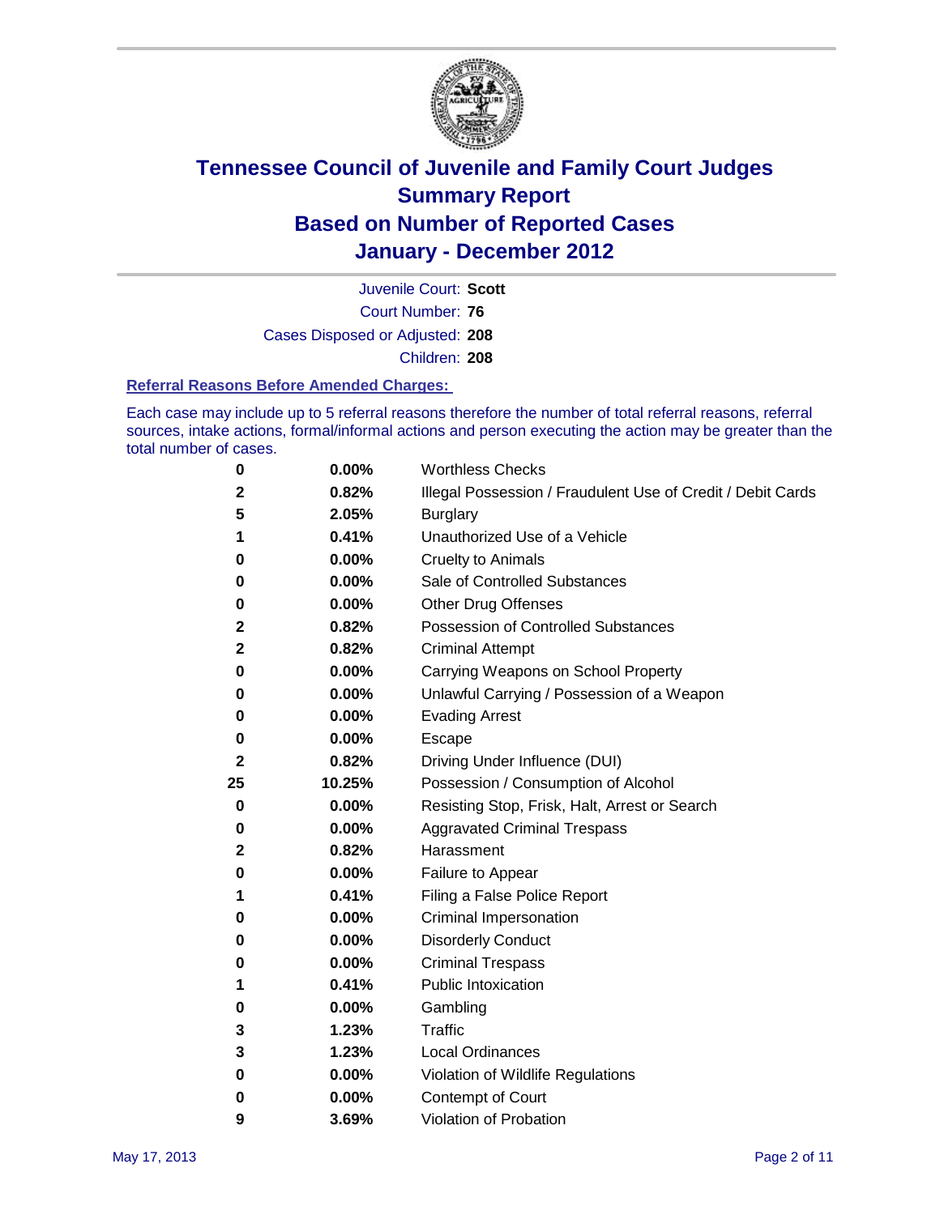# Tennessee Council of Juvenile and Family Court Judges
# Summary Report
# Based on Number of Reported Cases
# January - December 2012

Juvenile Court: **Scott**

Court Number: **76**

Cases Disposed or Adjusted: **208**

Children: **208**

### Referral Reasons Before Amended Charges:

Each case may include up to 5 referral reasons therefore the number of total referral reasons, referral sources, intake actions, formal/informal actions and person executing the action may be greater than the total number of cases.

| Count | Percent | Referral Reason |
|---|---|---|
| 0 | 0.00% | Worthless Checks |
| 2 | 0.82% | Illegal Possession / Fraudulent Use of Credit / Debit Cards |
| 5 | 2.05% | Burglary |
| 1 | 0.41% | Unauthorized Use of a Vehicle |
| 0 | 0.00% | Cruelty to Animals |
| 0 | 0.00% | Sale of Controlled Substances |
| 0 | 0.00% | Other Drug Offenses |
| 2 | 0.82% | Possession of Controlled Substances |
| 2 | 0.82% | Criminal Attempt |
| 0 | 0.00% | Carrying Weapons on School Property |
| 0 | 0.00% | Unlawful Carrying / Possession of a Weapon |
| 0 | 0.00% | Evading Arrest |
| 0 | 0.00% | Escape |
| 2 | 0.82% | Driving Under Influence (DUI) |
| 25 | 10.25% | Possession / Consumption of Alcohol |
| 0 | 0.00% | Resisting Stop, Frisk, Halt, Arrest or Search |
| 0 | 0.00% | Aggravated Criminal Trespass |
| 2 | 0.82% | Harassment |
| 0 | 0.00% | Failure to Appear |
| 1 | 0.41% | Filing a False Police Report |
| 0 | 0.00% | Criminal Impersonation |
| 0 | 0.00% | Disorderly Conduct |
| 0 | 0.00% | Criminal Trespass |
| 1 | 0.41% | Public Intoxication |
| 0 | 0.00% | Gambling |
| 3 | 1.23% | Traffic |
| 3 | 1.23% | Local Ordinances |
| 0 | 0.00% | Violation of Wildlife Regulations |
| 0 | 0.00% | Contempt of Court |
| 9 | 3.69% | Violation of Probation |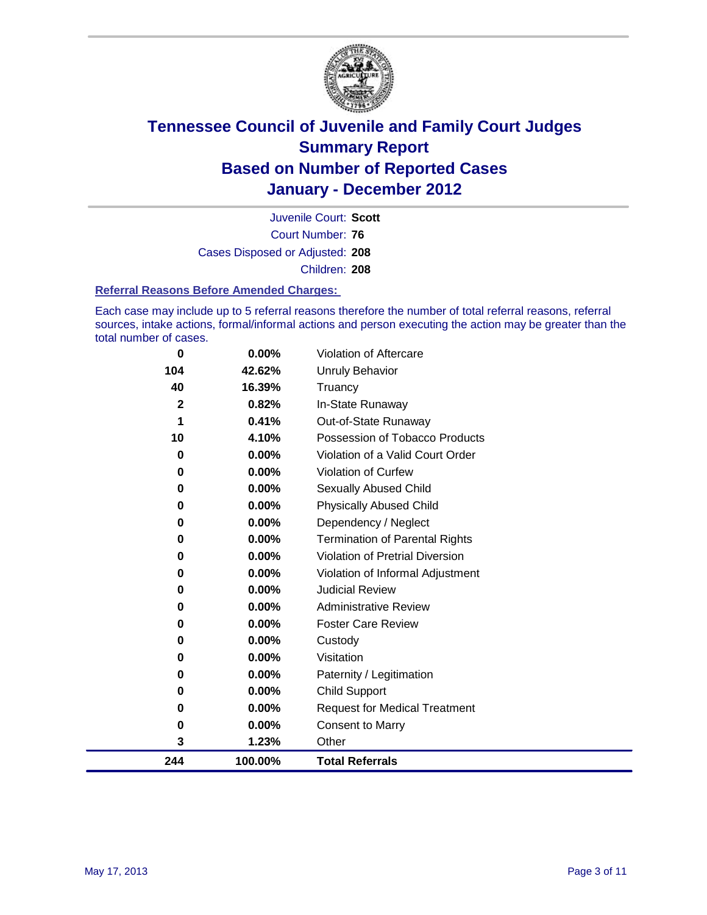# Tennessee Council of Juvenile and Family Court Judges
## Summary Report
## Based on Number of Reported Cases
## January - December 2012

Juvenile Court: **Scott**
Court Number: **76**
Cases Disposed or Adjusted: **208**
Children: **208**

### Referral Reasons Before Amended Charges:

Each case may include up to 5 referral reasons therefore the number of total referral reasons, referral sources, intake actions, formal/informal actions and person executing the action may be greater than the total number of cases.

| Count | Percent | Referral Reason |
|---|---|---|
| 0 | 0.00% | Violation of Aftercare |
| 104 | 42.62% | Unruly Behavior |
| 40 | 16.39% | Truancy |
| 2 | 0.82% | In-State Runaway |
| 1 | 0.41% | Out-of-State Runaway |
| 10 | 4.10% | Possession of Tobacco Products |
| 0 | 0.00% | Violation of a Valid Court Order |
| 0 | 0.00% | Violation of Curfew |
| 0 | 0.00% | Sexually Abused Child |
| 0 | 0.00% | Physically Abused Child |
| 0 | 0.00% | Dependency / Neglect |
| 0 | 0.00% | Termination of Parental Rights |
| 0 | 0.00% | Violation of Pretrial Diversion |
| 0 | 0.00% | Violation of Informal Adjustment |
| 0 | 0.00% | Judicial Review |
| 0 | 0.00% | Administrative Review |
| 0 | 0.00% | Foster Care Review |
| 0 | 0.00% | Custody |
| 0 | 0.00% | Visitation |
| 0 | 0.00% | Paternity / Legitimation |
| 0 | 0.00% | Child Support |
| 0 | 0.00% | Request for Medical Treatment |
| 0 | 0.00% | Consent to Marry |
| 3 | 1.23% | Other |
| **244** | **100.00%** | **Total Referrals** |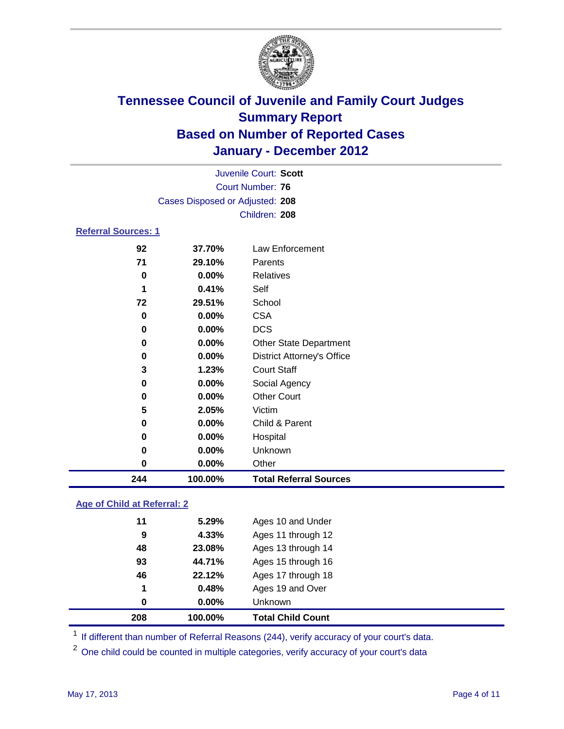# Tennessee Council of Juvenile and Family Court Judges
## Summary Report
## Based on Number of Reported Cases
## January - December 2012

Juvenile Court: **Scott**
Court Number: **76**
Cases Disposed or Adjusted: **208**
Children: **208**

### Referral Sources: 1

| Count | Percent | Source |
|---|---|---|
| 92 | 37.70% | Law Enforcement |
| 71 | 29.10% | Parents |
| 0 | 0.00% | Relatives |
| 1 | 0.41% | Self |
| 72 | 29.51% | School |
| 0 | 0.00% | CSA |
| 0 | 0.00% | DCS |
| 0 | 0.00% | Other State Department |
| 0 | 0.00% | District Attorney's Office |
| 3 | 1.23% | Court Staff |
| 0 | 0.00% | Social Agency |
| 0 | 0.00% | Other Court |
| 5 | 2.05% | Victim |
| 0 | 0.00% | Child & Parent |
| 0 | 0.00% | Hospital |
| 0 | 0.00% | Unknown |
| 0 | 0.00% | Other |
| **244** | **100.00%** | **Total Referral Sources** |

### Age of Child at Referral: 2

| Count | Percent | Age |
|---|---|---|
| 11 | 5.29% | Ages 10 and Under |
| 9 | 4.33% | Ages 11 through 12 |
| 48 | 23.08% | Ages 13 through 14 |
| 93 | 44.71% | Ages 15 through 16 |
| 46 | 22.12% | Ages 17 through 18 |
| 1 | 0.48% | Ages 19 and Over |
| 0 | 0.00% | Unknown |
| **208** | **100.00%** | **Total Child Count** |

[1] If different than number of Referral Reasons (244), verify accuracy of your court's data.

[2] One child could be counted in multiple categories, verify accuracy of your court's data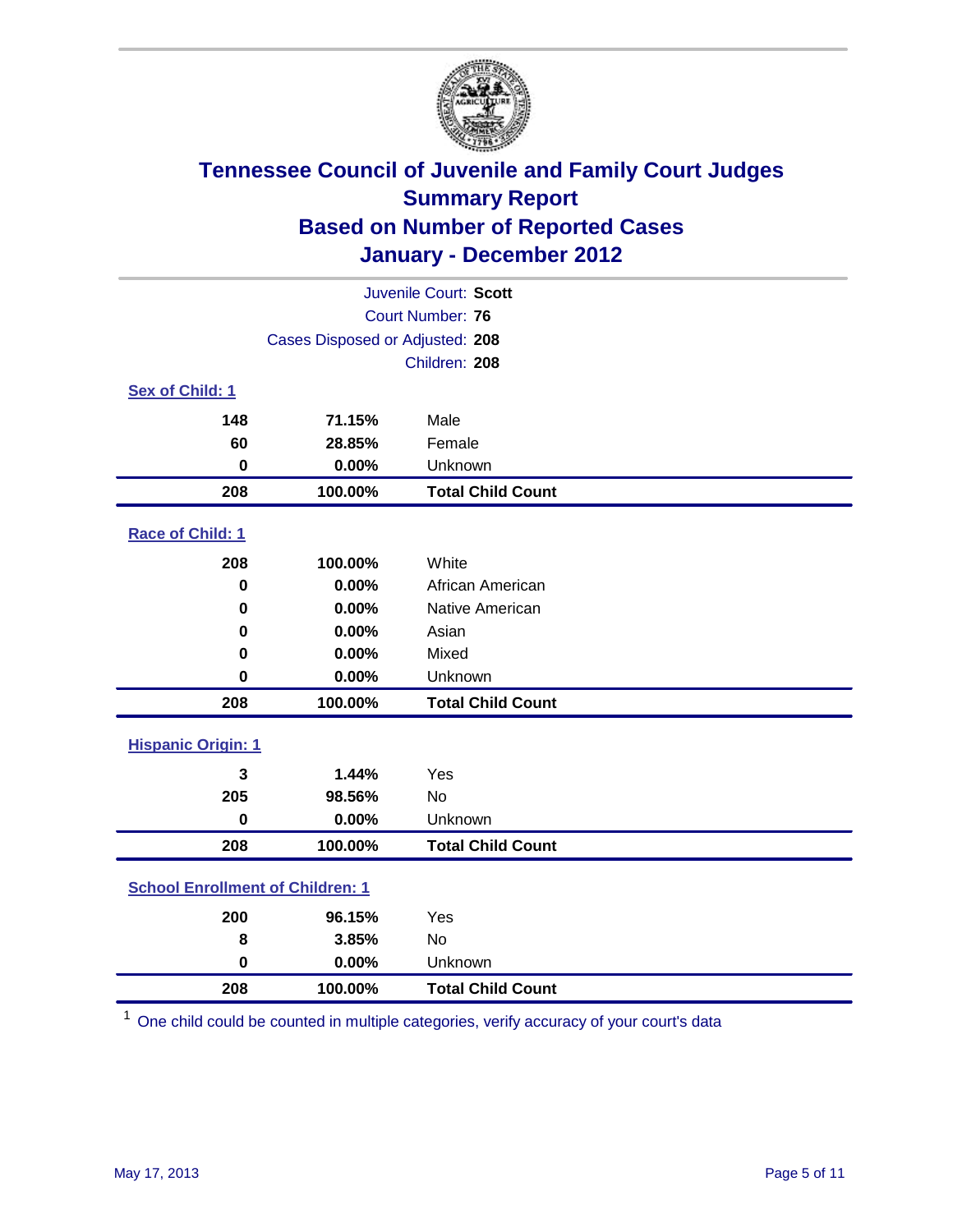# Tennessee Council of Juvenile and Family Court Judges
## Summary Report
## Based on Number of Reported Cases
## January - December 2012

Juvenile Court: **Scott**
Court Number: **76**
Cases Disposed or Adjusted: **208**
Children: **208**

### Sex of Child: 1

| | | |
|---|---|---|
| 148 | 71.15% | Male |
| 60 | 28.85% | Female |
| 0 | 0.00% | Unknown |
| **208** | **100.00%** | **Total Child Count** |

### Race of Child: 1

| | | |
|---|---|---|
| 208 | 100.00% | White |
| 0 | 0.00% | African American |
| 0 | 0.00% | Native American |
| 0 | 0.00% | Asian |
| 0 | 0.00% | Mixed |
| 0 | 0.00% | Unknown |
| **208** | **100.00%** | **Total Child Count** |

### Hispanic Origin: 1

| | | |
|---|---|---|
| 3 | 1.44% | Yes |
| 205 | 98.56% | No |
| 0 | 0.00% | Unknown |
| **208** | **100.00%** | **Total Child Count** |

### School Enrollment of Children: 1

| | | |
|---|---|---|
| 200 | 96.15% | Yes |
| 8 | 3.85% | No |
| 0 | 0.00% | Unknown |
| **208** | **100.00%** | **Total Child Count** |

[1] One child could be counted in multiple categories, verify accuracy of your court's data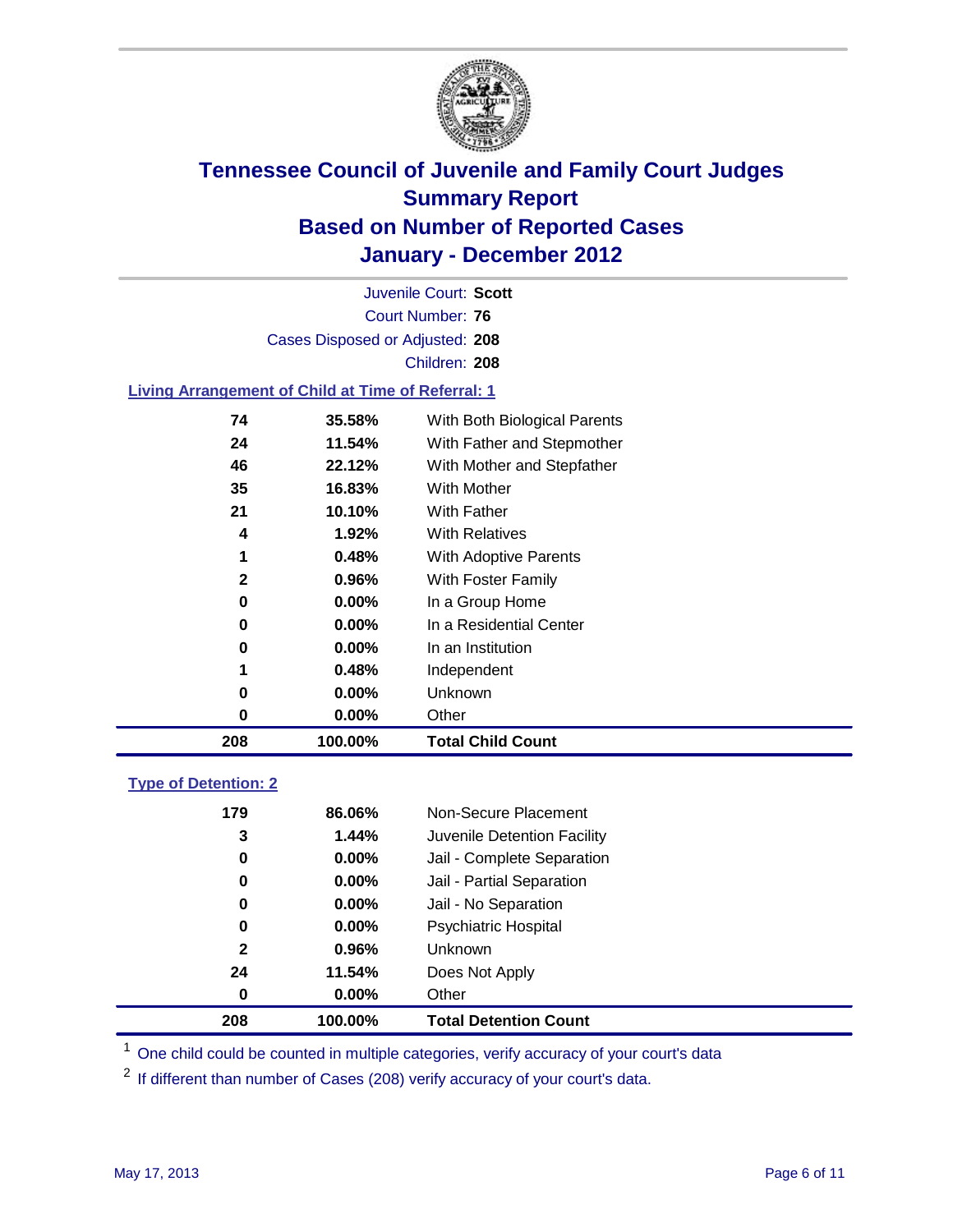# Tennessee Council of Juvenile and Family Court Judges
## Summary Report
## Based on Number of Reported Cases
## January - December 2012

Juvenile Court: **Scott**
Court Number: **76**
Cases Disposed or Adjusted: **208**
Children: **208**

### Living Arrangement of Child at Time of Referral: 1

| Count | Percent | Category |
|---|---|---|
| 74 | 35.58% | With Both Biological Parents |
| 24 | 11.54% | With Father and Stepmother |
| 46 | 22.12% | With Mother and Stepfather |
| 35 | 16.83% | With Mother |
| 21 | 10.10% | With Father |
| 4 | 1.92% | With Relatives |
| 1 | 0.48% | With Adoptive Parents |
| 2 | 0.96% | With Foster Family |
| 0 | 0.00% | In a Group Home |
| 0 | 0.00% | In a Residential Center |
| 0 | 0.00% | In an Institution |
| 1 | 0.48% | Independent |
| 0 | 0.00% | Unknown |
| 0 | 0.00% | Other |
| **208** | **100.00%** | **Total Child Count** |

### Type of Detention: 2

| Count | Percent | Category |
|---|---|---|
| 179 | 86.06% | Non-Secure Placement |
| 3 | 1.44% | Juvenile Detention Facility |
| 0 | 0.00% | Jail - Complete Separation |
| 0 | 0.00% | Jail - Partial Separation |
| 0 | 0.00% | Jail - No Separation |
| 0 | 0.00% | Psychiatric Hospital |
| 2 | 0.96% | Unknown |
| 24 | 11.54% | Does Not Apply |
| 0 | 0.00% | Other |
| **208** | **100.00%** | **Total Detention Count** |

[1] One child could be counted in multiple categories, verify accuracy of your court's data

[2] If different than number of Cases (208) verify accuracy of your court's data.

May 17, 2013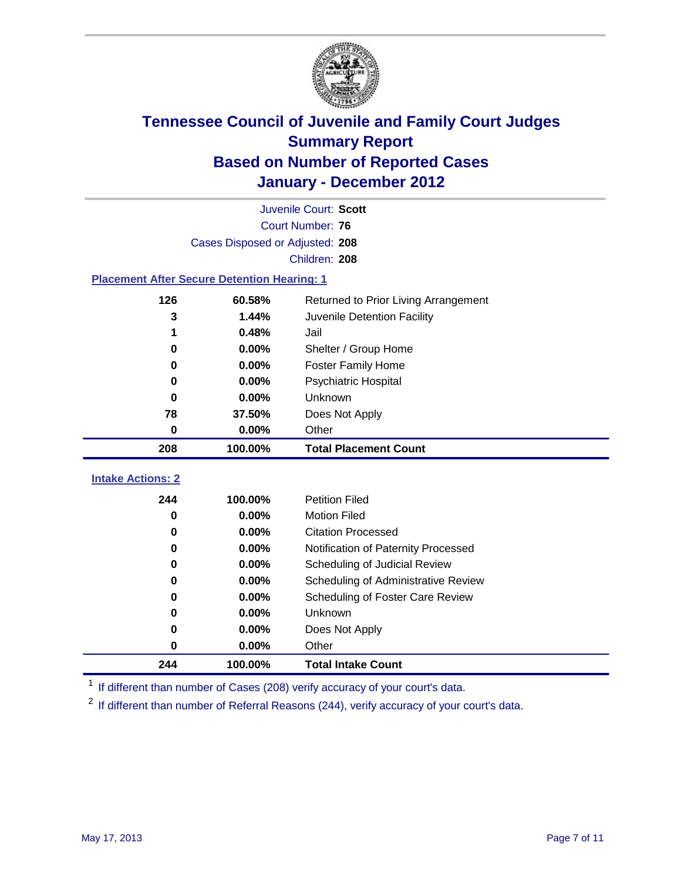# Tennessee Council of Juvenile and Family Court Judges
## Summary Report
## Based on Number of Reported Cases
## January - December 2012

Juvenile Court: **Scott**
Court Number: **76**
Cases Disposed or Adjusted: **208**
Children: **208**

### Placement After Secure Detention Hearing: 1

| | | |
|---|---|---|
| 126 | 60.58% | Returned to Prior Living Arrangement |
| 3 | 1.44% | Juvenile Detention Facility |
| 1 | 0.48% | Jail |
| 0 | 0.00% | Shelter / Group Home |
| 0 | 0.00% | Foster Family Home |
| 0 | 0.00% | Psychiatric Hospital |
| 0 | 0.00% | Unknown |
| 78 | 37.50% | Does Not Apply |
| 0 | 0.00% | Other |
| **208** | **100.00%** | **Total Placement Count** |

### Intake Actions: 2

| | | |
|---|---|---|
| 244 | 100.00% | Petition Filed |
| 0 | 0.00% | Motion Filed |
| 0 | 0.00% | Citation Processed |
| 0 | 0.00% | Notification of Paternity Processed |
| 0 | 0.00% | Scheduling of Judicial Review |
| 0 | 0.00% | Scheduling of Administrative Review |
| 0 | 0.00% | Scheduling of Foster Care Review |
| 0 | 0.00% | Unknown |
| 0 | 0.00% | Does Not Apply |
| 0 | 0.00% | Other |
| **244** | **100.00%** | **Total Intake Count** |

[1] If different than number of Cases (208) verify accuracy of your court's data.

[2] If different than number of Referral Reasons (244), verify accuracy of your court's data.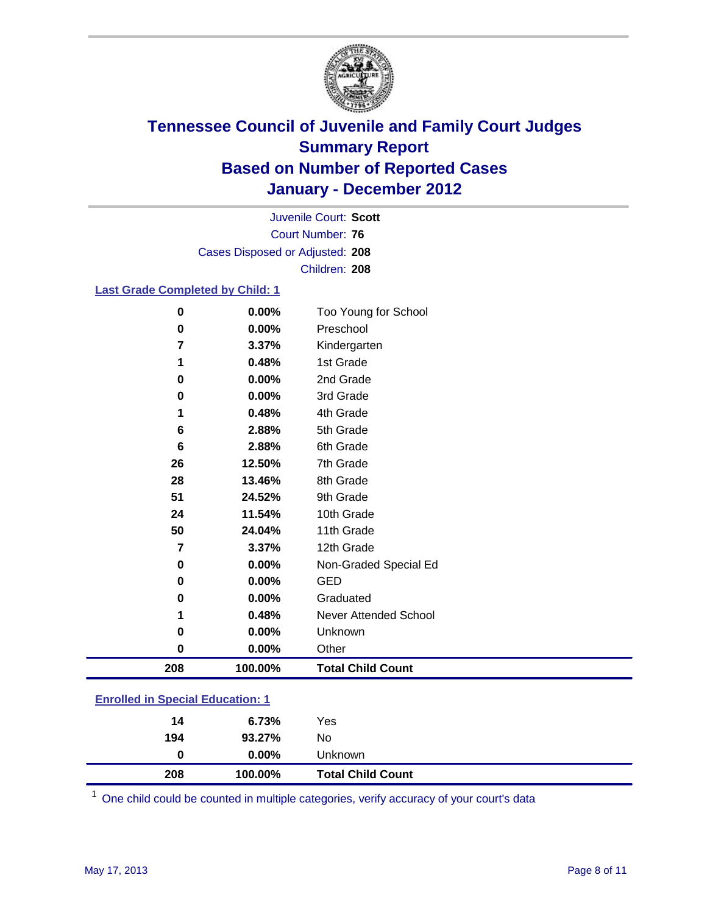# Tennessee Council of Juvenile and Family Court Judges
## Summary Report
## Based on Number of Reported Cases
## January - December 2012

Juvenile Court: **Scott**
Court Number: **76**
Cases Disposed or Adjusted: **208**
Children: **208**

### Last Grade Completed by Child: 1

| Count | Percent | Category |
|---|---|---|
| 0 | 0.00% | Too Young for School |
| 0 | 0.00% | Preschool |
| 7 | 3.37% | Kindergarten |
| 1 | 0.48% | 1st Grade |
| 0 | 0.00% | 2nd Grade |
| 0 | 0.00% | 3rd Grade |
| 1 | 0.48% | 4th Grade |
| 6 | 2.88% | 5th Grade |
| 6 | 2.88% | 6th Grade |
| 26 | 12.50% | 7th Grade |
| 28 | 13.46% | 8th Grade |
| 51 | 24.52% | 9th Grade |
| 24 | 11.54% | 10th Grade |
| 50 | 24.04% | 11th Grade |
| 7 | 3.37% | 12th Grade |
| 0 | 0.00% | Non-Graded Special Ed |
| 0 | 0.00% | GED |
| 0 | 0.00% | Graduated |
| 1 | 0.48% | Never Attended School |
| 0 | 0.00% | Unknown |
| 0 | 0.00% | Other |
| **208** | **100.00%** | **Total Child Count** |

### Enrolled in Special Education: 1

| Count | Percent | Category |
|---|---|---|
| 14 | 6.73% | Yes |
| 194 | 93.27% | No |
| 0 | 0.00% | Unknown |
| **208** | **100.00%** | **Total Child Count** |

[1] One child could be counted in multiple categories, verify accuracy of your court's data

May 17, 2013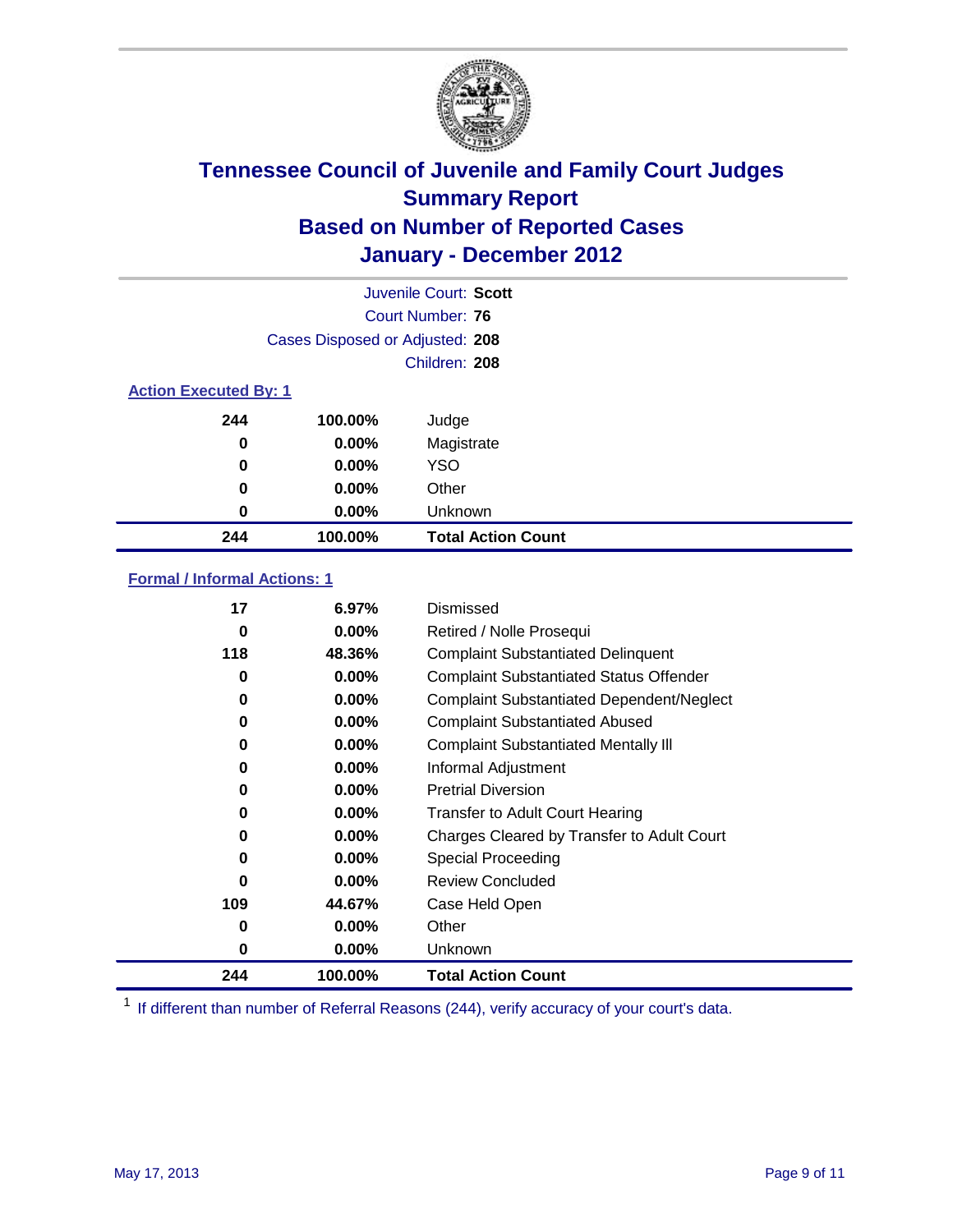# Tennessee Council of Juvenile and Family Court Judges
## Summary Report
## Based on Number of Reported Cases
## January - December 2012

Juvenile Court: **Scott**

Court Number: **76**

Cases Disposed or Adjusted: **208**

Children: **208**

### Action Executed By: 1

| | | |
|---|---|---|
| 244 | 100.00% | Judge |
| 0 | 0.00% | Magistrate |
| 0 | 0.00% | YSO |
| 0 | 0.00% | Other |
| 0 | 0.00% | Unknown |
| **244** | **100.00%** | **Total Action Count** |

### Formal / Informal Actions: 1

| | | |
|---|---|---|
| 17 | 6.97% | Dismissed |
| 0 | 0.00% | Retired / Nolle Prosequi |
| 118 | 48.36% | Complaint Substantiated Delinquent |
| 0 | 0.00% | Complaint Substantiated Status Offender |
| 0 | 0.00% | Complaint Substantiated Dependent/Neglect |
| 0 | 0.00% | Complaint Substantiated Abused |
| 0 | 0.00% | Complaint Substantiated Mentally Ill |
| 0 | 0.00% | Informal Adjustment |
| 0 | 0.00% | Pretrial Diversion |
| 0 | 0.00% | Transfer to Adult Court Hearing |
| 0 | 0.00% | Charges Cleared by Transfer to Adult Court |
| 0 | 0.00% | Special Proceeding |
| 0 | 0.00% | Review Concluded |
| 109 | 44.67% | Case Held Open |
| 0 | 0.00% | Other |
| 0 | 0.00% | Unknown |
| **244** | **100.00%** | **Total Action Count** |

[1] If different than number of Referral Reasons (244), verify accuracy of your court's data.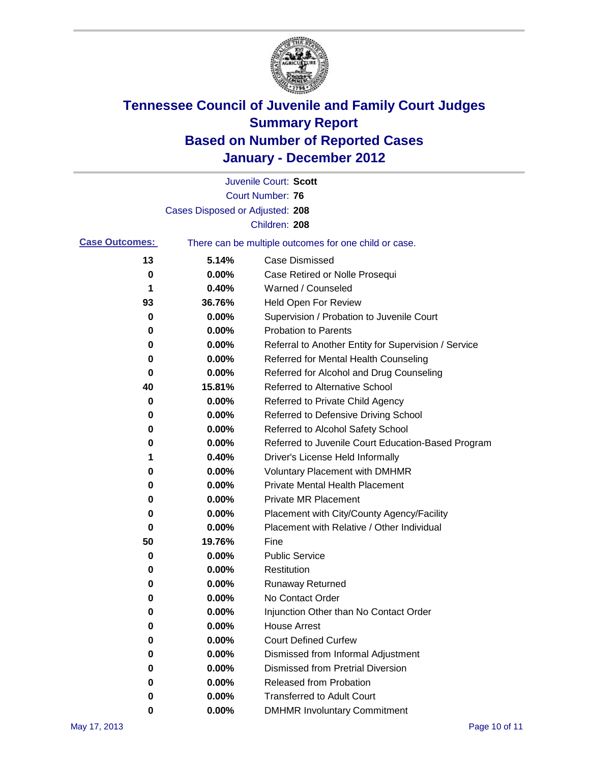# Tennessee Council of Juvenile and Family Court Judges
## Summary Report
## Based on Number of Reported Cases
## January - December 2012

Juvenile Court: **Scott**
Court Number: **76**
Cases Disposed or Adjusted: **208**
Children: **208**

**Case Outcomes:** There can be multiple outcomes for one child or case.

| Count | Percent | Outcome |
|---|---|---|
| 13 | 5.14% | Case Dismissed |
| 0 | 0.00% | Case Retired or Nolle Prosequi |
| 1 | 0.40% | Warned / Counseled |
| 93 | 36.76% | Held Open For Review |
| 0 | 0.00% | Supervision / Probation to Juvenile Court |
| 0 | 0.00% | Probation to Parents |
| 0 | 0.00% | Referral to Another Entity for Supervision / Service |
| 0 | 0.00% | Referred for Mental Health Counseling |
| 0 | 0.00% | Referred for Alcohol and Drug Counseling |
| 40 | 15.81% | Referred to Alternative School |
| 0 | 0.00% | Referred to Private Child Agency |
| 0 | 0.00% | Referred to Defensive Driving School |
| 0 | 0.00% | Referred to Alcohol Safety School |
| 0 | 0.00% | Referred to Juvenile Court Education-Based Program |
| 1 | 0.40% | Driver's License Held Informally |
| 0 | 0.00% | Voluntary Placement with DMHMR |
| 0 | 0.00% | Private Mental Health Placement |
| 0 | 0.00% | Private MR Placement |
| 0 | 0.00% | Placement with City/County Agency/Facility |
| 0 | 0.00% | Placement with Relative / Other Individual |
| 50 | 19.76% | Fine |
| 0 | 0.00% | Public Service |
| 0 | 0.00% | Restitution |
| 0 | 0.00% | Runaway Returned |
| 0 | 0.00% | No Contact Order |
| 0 | 0.00% | Injunction Other than No Contact Order |
| 0 | 0.00% | House Arrest |
| 0 | 0.00% | Court Defined Curfew |
| 0 | 0.00% | Dismissed from Informal Adjustment |
| 0 | 0.00% | Dismissed from Pretrial Diversion |
| 0 | 0.00% | Released from Probation |
| 0 | 0.00% | Transferred to Adult Court |
| 0 | 0.00% | DMHMR Involuntary Commitment |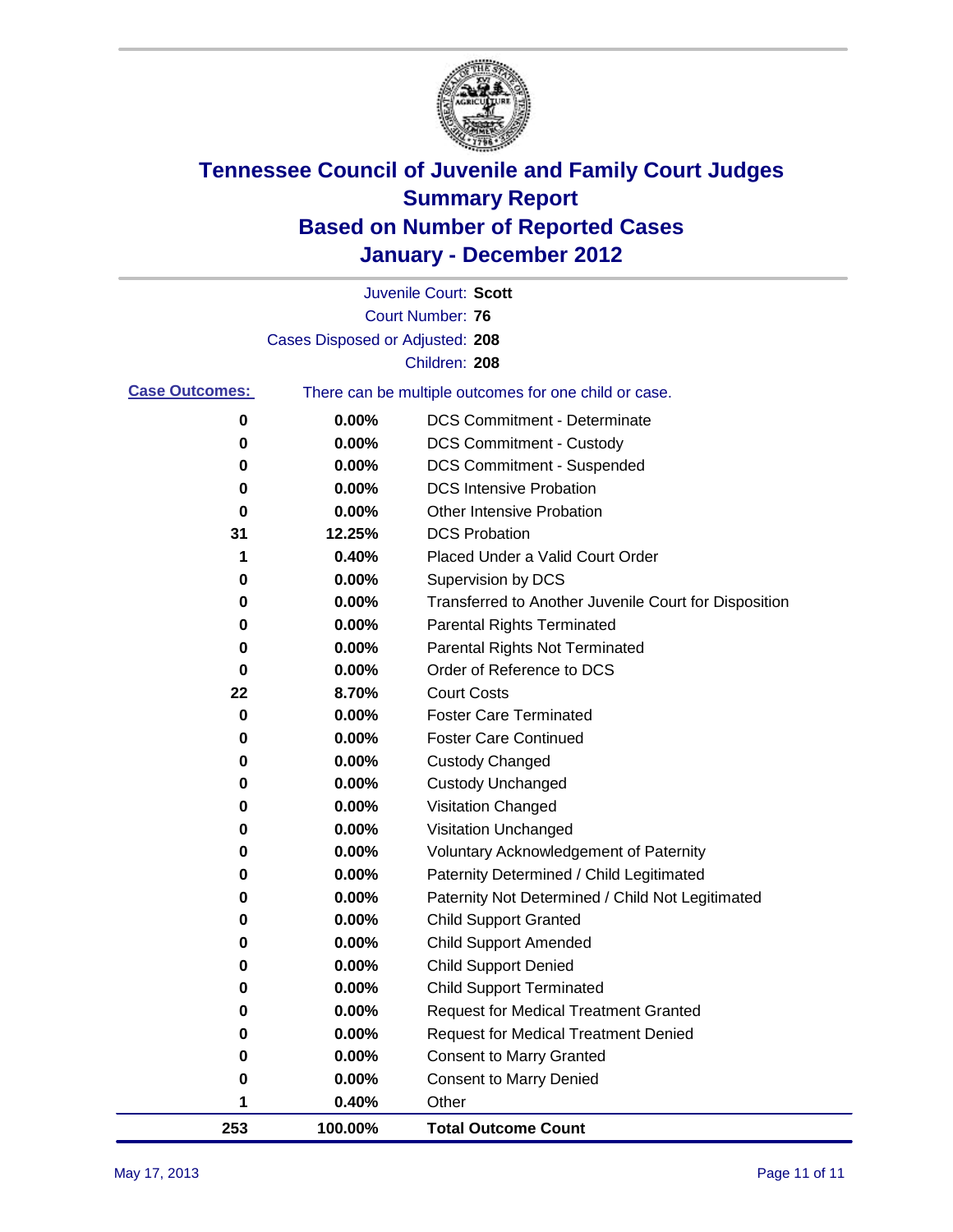# Tennessee Council of Juvenile and Family Court Judges
# Summary Report
# Based on Number of Reported Cases
# January - December 2012

Juvenile Court: **Scott**

Court Number: **76**

Cases Disposed or Adjusted: **208**

Children: **208**

**Case Outcomes:** There can be multiple outcomes for one child or case.

| | | |
|---|---|---|
| 0 | 0.00% | DCS Commitment - Determinate |
| 0 | 0.00% | DCS Commitment - Custody |
| 0 | 0.00% | DCS Commitment - Suspended |
| 0 | 0.00% | DCS Intensive Probation |
| 0 | 0.00% | Other Intensive Probation |
| 31 | 12.25% | DCS Probation |
| 1 | 0.40% | Placed Under a Valid Court Order |
| 0 | 0.00% | Supervision by DCS |
| 0 | 0.00% | Transferred to Another Juvenile Court for Disposition |
| 0 | 0.00% | Parental Rights Terminated |
| 0 | 0.00% | Parental Rights Not Terminated |
| 0 | 0.00% | Order of Reference to DCS |
| 22 | 8.70% | Court Costs |
| 0 | 0.00% | Foster Care Terminated |
| 0 | 0.00% | Foster Care Continued |
| 0 | 0.00% | Custody Changed |
| 0 | 0.00% | Custody Unchanged |
| 0 | 0.00% | Visitation Changed |
| 0 | 0.00% | Visitation Unchanged |
| 0 | 0.00% | Voluntary Acknowledgement of Paternity |
| 0 | 0.00% | Paternity Determined / Child Legitimated |
| 0 | 0.00% | Paternity Not Determined / Child Not Legitimated |
| 0 | 0.00% | Child Support Granted |
| 0 | 0.00% | Child Support Amended |
| 0 | 0.00% | Child Support Denied |
| 0 | 0.00% | Child Support Terminated |
| 0 | 0.00% | Request for Medical Treatment Granted |
| 0 | 0.00% | Request for Medical Treatment Denied |
| 0 | 0.00% | Consent to Marry Granted |
| 0 | 0.00% | Consent to Marry Denied |
| 1 | 0.40% | Other |
| **253** | **100.00%** | **Total Outcome Count** |

May 17, 2013